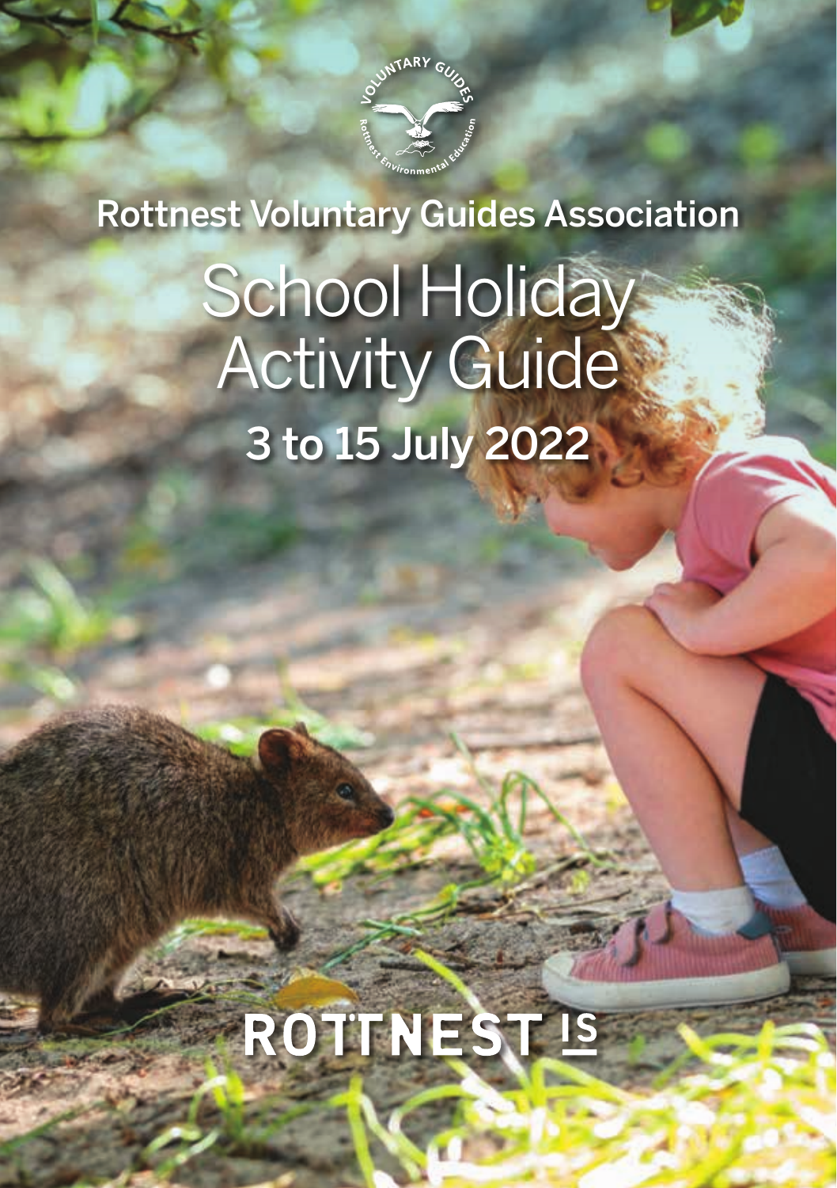VOLUNTARY GUIDES

Rottnest Environmental Education

Rottnest Voluntary Guides Association

# School Holiday Activity Guide

## 3 to 15 July 2022

ROTTNEST IS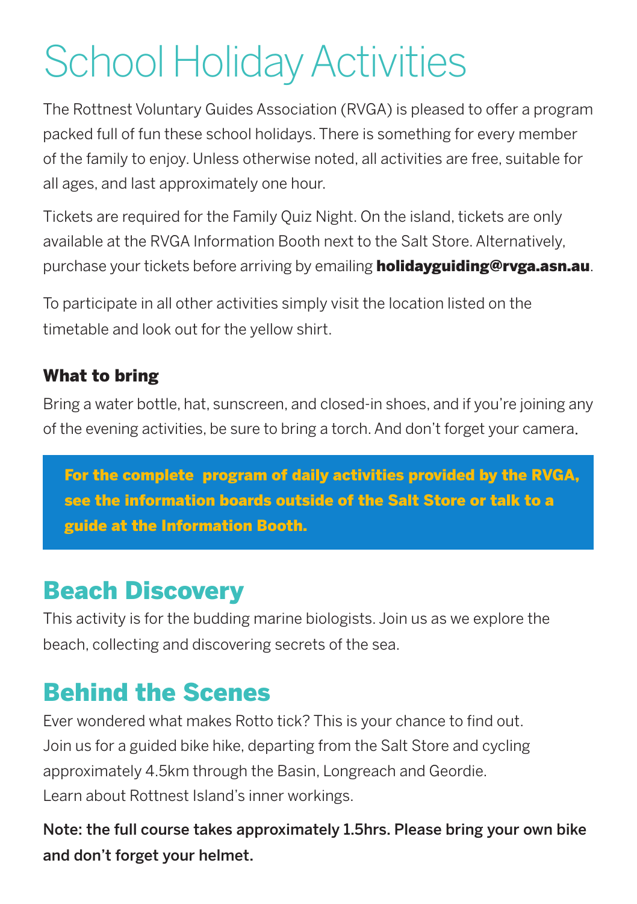# School Holiday Activities

The Rottnest Voluntary Guides Association (RVGA) is pleased to offer a program packed full of fun these school holidays. There is something for every member of the family to enjoy. Unless otherwise noted, all activities are free, suitable for all ages, and last approximately one hour.

Tickets are required for the Family Quiz Night. On the island, tickets are only available at the RVGA Information Booth next to the Salt Store. Alternatively, purchase your tickets before arriving by emailing **holidayguiding@rvga.asn.au**.

To participate in all other activities simply visit the location listed on the timetable and look out for the yellow shirt.

### What to bring

Bring a water bottle, hat, sunscreen, and closed-in shoes, and if you're joining any of the evening activities, be sure to bring a torch. And don't forget your camera.

**For the complete program of daily activities provided by the RVGA, see the information boards outside of the Salt Store or talk to a guide at the Information Booth.**

## Beach Discovery

This activity is for the budding marine biologists. Join us as we explore the beach, collecting and discovering secrets of the sea.

## Behind the Scenes

Ever wondered what makes Rotto tick? This is your chance to find out. Join us for a guided bike hike, departing from the Salt Store and cycling approximately 4.5km through the Basin, Longreach and Geordie. Learn about Rottnest Island's inner workings.

**Note: the full course takes approximately 1.5hrs. Please bring your own bike and don't forget your helmet.**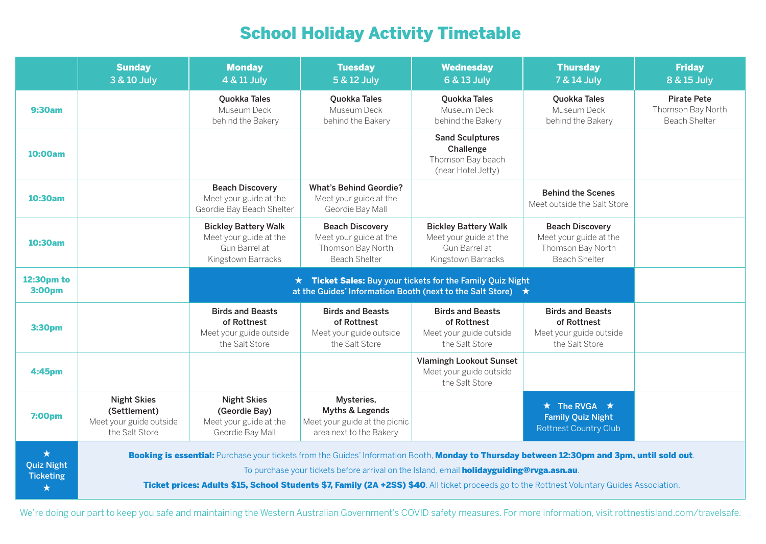# School Holiday Activity Timetable

| | Sunday 3 & 10 July | Monday 4 & 11 July | Tuesday 5 & 12 July | Wednesday 6 & 13 July | Thursday 7 & 14 July | Friday 8 & 15 July |
|---|---|---|---|---|---|---|
| 9:30am | | **Quokka Tales** Museum Deck behind the Bakery | **Quokka Tales** Museum Deck behind the Bakery | **Quokka Tales** Museum Deck behind the Bakery | **Quokka Tales** Museum Deck behind the Bakery | **Pirate Pete** Thomson Bay North Beach Shelter |
| 10:00am | | | | **Sand Sculptures Challenge** Thomson Bay beach (near Hotel Jetty) | | |
| 10:30am | | **Beach Discovery** Meet your guide at the Geordie Bay Beach Shelter | **What's Behind Geordie?** Meet your guide at the Geordie Bay Mall | | **Behind the Scenes** Meet outside the Salt Store | |
| 10:30am | | **Bickley Battery Walk** Meet your guide at the Gun Barrel at Kingstown Barracks | **Beach Discovery** Meet your guide at the Thomson Bay North Beach Shelter | **Bickley Battery Walk** Meet your guide at the Gun Barrel at Kingstown Barracks | **Beach Discovery** Meet your guide at the Thomson Bay North Beach Shelter | |
| 12:30pm to 3:00pm | | ★ **Ticket Sales:** Buy your tickets for the Family Quiz Night at the Guides' Information Booth (next to the Salt Store) ★ | | | | |
| 3:30pm | | **Birds and Beasts of Rottnest** Meet your guide outside the Salt Store | **Birds and Beasts of Rottnest** Meet your guide outside the Salt Store | **Birds and Beasts of Rottnest** Meet your guide outside the Salt Store | **Birds and Beasts of Rottnest** Meet your guide outside the Salt Store | |
| 4:45pm | | | | **Vlamingh Lookout Sunset** Meet your guide outside the Salt Store | | |
| 7:00pm | **Night Skies (Settlement)** Meet your guide outside the Salt Store | **Night Skies (Geordie Bay)** Meet your guide at the Geordie Bay Mall | **Mysteries, Myths & Legends** Meet your guide at the picnic area next to the Bakery | | ★ **The RVGA** ★ **Family Quiz Night** Rottnest Country Club | |
| ★ Quiz Night Ticketing ★ | **Booking is essential:** Purchase your tickets from the Guides' Information Booth, **Monday to Thursday between 12:30pm and 3pm, until sold out**. To purchase your tickets before arrival on the Island, email **holidayguiding@rvga.asn.au**. **Ticket prices: Adults $15, School Students $7, Family (2A +2SS) $40**. All ticket proceeds go to the Rottnest Voluntary Guides Association. | | | | | |

We're doing our part to keep you safe and maintaining the Western Australian Government's COVID safety measures. For more information, visit rottnestisland.com/travelsafe.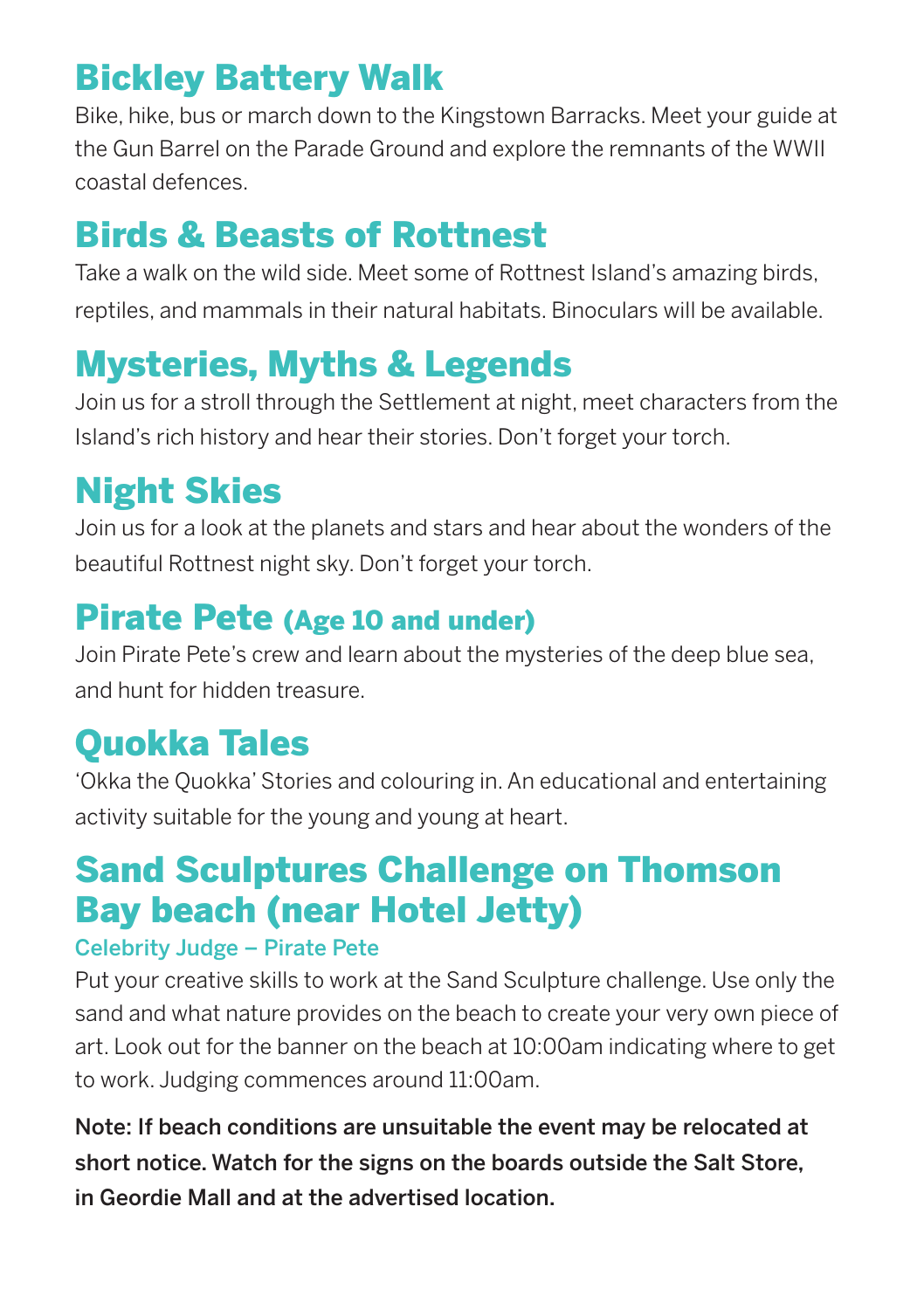## Bickley Battery Walk

Bike, hike, bus or march down to the Kingstown Barracks. Meet your guide at the Gun Barrel on the Parade Ground and explore the remnants of the WWII coastal defences.

## Birds & Beasts of Rottnest

Take a walk on the wild side. Meet some of Rottnest Island's amazing birds, reptiles, and mammals in their natural habitats. Binoculars will be available.

## Mysteries, Myths & Legends

Join us for a stroll through the Settlement at night, meet characters from the Island's rich history and hear their stories. Don't forget your torch.

## Night Skies

Join us for a look at the planets and stars and hear about the wonders of the beautiful Rottnest night sky. Don't forget your torch.

## Pirate Pete (Age 10 and under)

Join Pirate Pete's crew and learn about the mysteries of the deep blue sea, and hunt for hidden treasure.

## Quokka Tales

'Okka the Quokka' Stories and colouring in. An educational and entertaining activity suitable for the young and young at heart.

## Sand Sculptures Challenge on Thomson Bay beach (near Hotel Jetty)

Celebrity Judge – Pirate Pete

Put your creative skills to work at the Sand Sculpture challenge. Use only the sand and what nature provides on the beach to create your very own piece of art. Look out for the banner on the beach at 10:00am indicating where to get to work. Judging commences around 11:00am.

**Note: If beach conditions are unsuitable the event may be relocated at short notice. Watch for the signs on the boards outside the Salt Store, in Geordie Mall and at the advertised location.**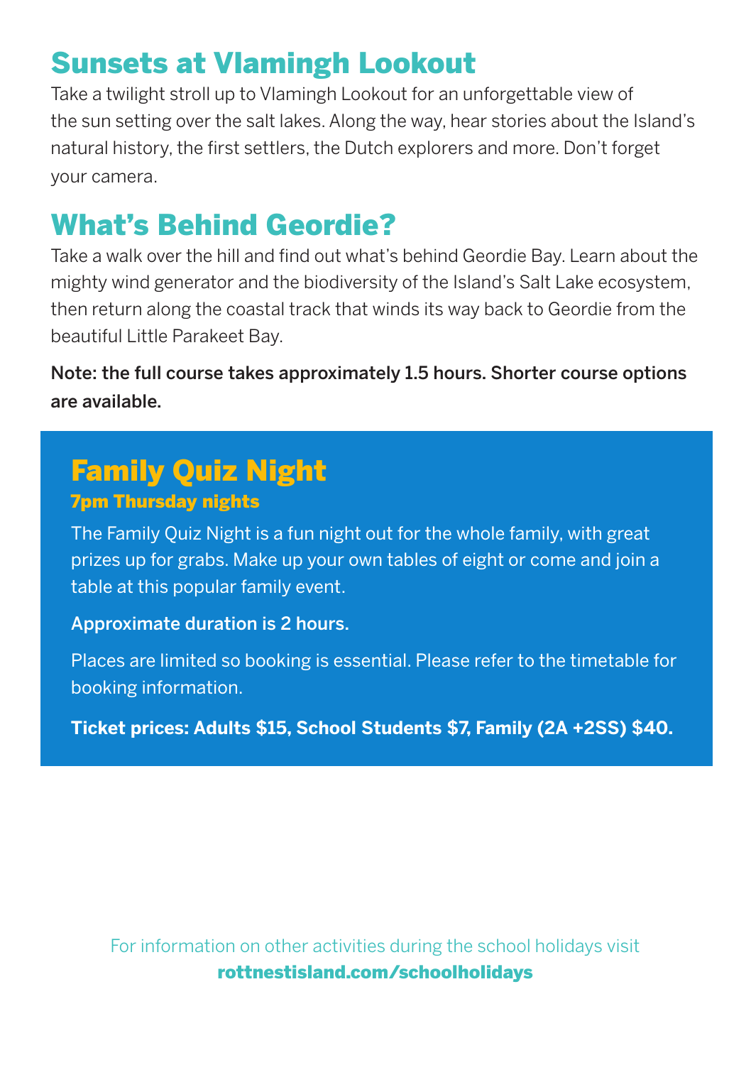## Sunsets at Vlamingh Lookout

Take a twilight stroll up to Vlamingh Lookout for an unforgettable view of the sun setting over the salt lakes. Along the way, hear stories about the Island's natural history, the first settlers, the Dutch explorers and more. Don't forget your camera.

## What's Behind Geordie?

Take a walk over the hill and find out what's behind Geordie Bay. Learn about the mighty wind generator and the biodiversity of the Island's Salt Lake ecosystem, then return along the coastal track that winds its way back to Geordie from the beautiful Little Parakeet Bay.

**Note: the full course takes approximately 1.5 hours. Shorter course options are available.**

## Family Quiz Night

**7pm Thursday nights**

The Family Quiz Night is a fun night out for the whole family, with great prizes up for grabs. Make up your own tables of eight or come and join a table at this popular family event.

**Approximate duration is 2 hours.**

Places are limited so booking is essential. Please refer to the timetable for booking information.

**Ticket prices: Adults $15, School Students $7, Family (2A +2SS) $40.**

For information on other activities during the school holidays visit **rottnestisland.com/schoolholidays**